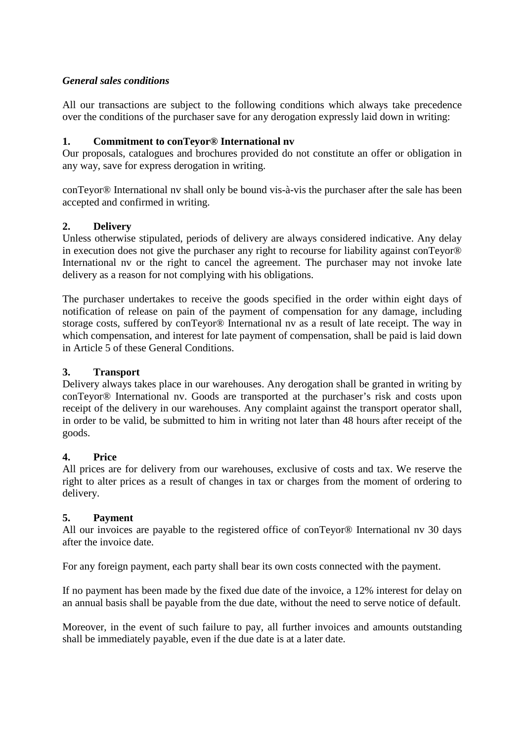*General sales conditions*

All our transactions are subject to the following conditions which always take precedence over the conditions of the purchaser save for any derogation expressly laid down in writing:

## 1. Commitment to conTeyor® International nv

Our proposals, catalogues and brochures provided do not constitute an offer or obligation in any way, save for express derogation in writing.

conTeyor® International nv shall only be bound vis-à-vis the purchaser after the sale has been accepted and confirmed in writing.

## 2. Delivery

Unless otherwise stipulated, periods of delivery are always considered indicative. Any delay in execution does not give the purchaser any right to recourse for liability against conTeyor® International nv or the right to cancel the agreement. The purchaser may not invoke late delivery as a reason for not complying with his obligations.

The purchaser undertakes to receive the goods specified in the order within eight days of notification of release on pain of the payment of compensation for any damage, including storage costs, suffered by conTeyor® International nv as a result of late receipt. The way in which compensation, and interest for late payment of compensation, shall be paid is laid down in Article 5 of these General Conditions.

## 3. Transport

Delivery always takes place in our warehouses. Any derogation shall be granted in writing by conTeyor® International nv. Goods are transported at the purchaser's risk and costs upon receipt of the delivery in our warehouses. Any complaint against the transport operator shall, in order to be valid, be submitted to him in writing not later than 48 hours after receipt of the goods.

## 4. Price

All prices are for delivery from our warehouses, exclusive of costs and tax. We reserve the right to alter prices as a result of changes in tax or charges from the moment of ordering to delivery.

## 5. Payment

All our invoices are payable to the registered office of conTeyor® International nv 30 days after the invoice date.

For any foreign payment, each party shall bear its own costs connected with the payment.

If no payment has been made by the fixed due date of the invoice, a 12% interest for delay on an annual basis shall be payable from the due date, without the need to serve notice of default.

Moreover, in the event of such failure to pay, all further invoices and amounts outstanding shall be immediately payable, even if the due date is at a later date.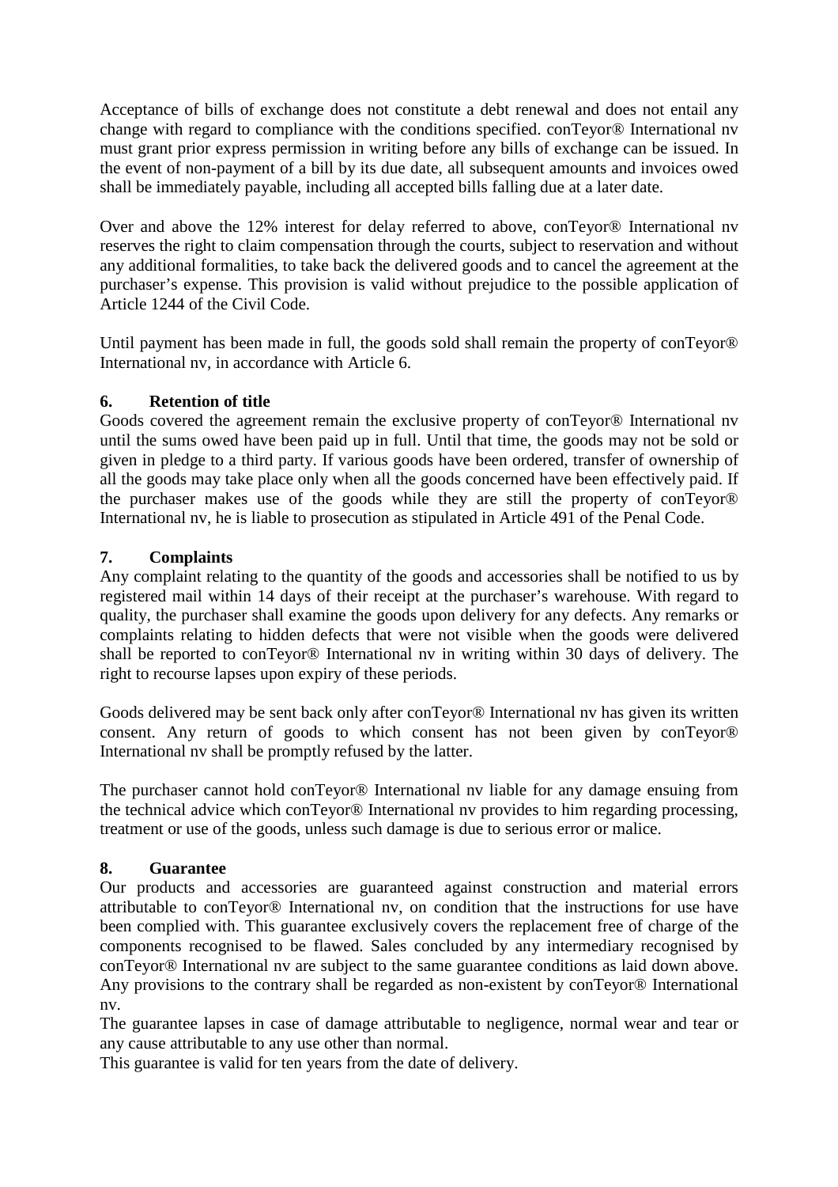Acceptance of bills of exchange does not constitute a debt renewal and does not entail any change with regard to compliance with the conditions specified. conTeyor® International nv must grant prior express permission in writing before any bills of exchange can be issued. In the event of non-payment of a bill by its due date, all subsequent amounts and invoices owed shall be immediately payable, including all accepted bills falling due at a later date.

Over and above the 12% interest for delay referred to above, conTeyor® International nv reserves the right to claim compensation through the courts, subject to reservation and without any additional formalities, to take back the delivered goods and to cancel the agreement at the purchaser's expense. This provision is valid without prejudice to the possible application of Article 1244 of the Civil Code.

Until payment has been made in full, the goods sold shall remain the property of conTeyor® International nv, in accordance with Article 6.

## 6. Retention of title

Goods covered the agreement remain the exclusive property of conTeyor® International nv until the sums owed have been paid up in full. Until that time, the goods may not be sold or given in pledge to a third party. If various goods have been ordered, transfer of ownership of all the goods may take place only when all the goods concerned have been effectively paid. If the purchaser makes use of the goods while they are still the property of conTeyor® International nv, he is liable to prosecution as stipulated in Article 491 of the Penal Code.

## 7. Complaints

Any complaint relating to the quantity of the goods and accessories shall be notified to us by registered mail within 14 days of their receipt at the purchaser's warehouse. With regard to quality, the purchaser shall examine the goods upon delivery for any defects. Any remarks or complaints relating to hidden defects that were not visible when the goods were delivered shall be reported to conTeyor® International nv in writing within 30 days of delivery. The right to recourse lapses upon expiry of these periods.

Goods delivered may be sent back only after conTeyor® International nv has given its written consent. Any return of goods to which consent has not been given by conTeyor® International nv shall be promptly refused by the latter.

The purchaser cannot hold conTeyor® International nv liable for any damage ensuing from the technical advice which conTeyor® International nv provides to him regarding processing, treatment or use of the goods, unless such damage is due to serious error or malice.

## 8. Guarantee

Our products and accessories are guaranteed against construction and material errors attributable to conTeyor® International nv, on condition that the instructions for use have been complied with. This guarantee exclusively covers the replacement free of charge of the components recognised to be flawed. Sales concluded by any intermediary recognised by conTeyor® International nv are subject to the same guarantee conditions as laid down above. Any provisions to the contrary shall be regarded as non-existent by conTeyor® International nv.

The guarantee lapses in case of damage attributable to negligence, normal wear and tear or any cause attributable to any use other than normal.

This guarantee is valid for ten years from the date of delivery.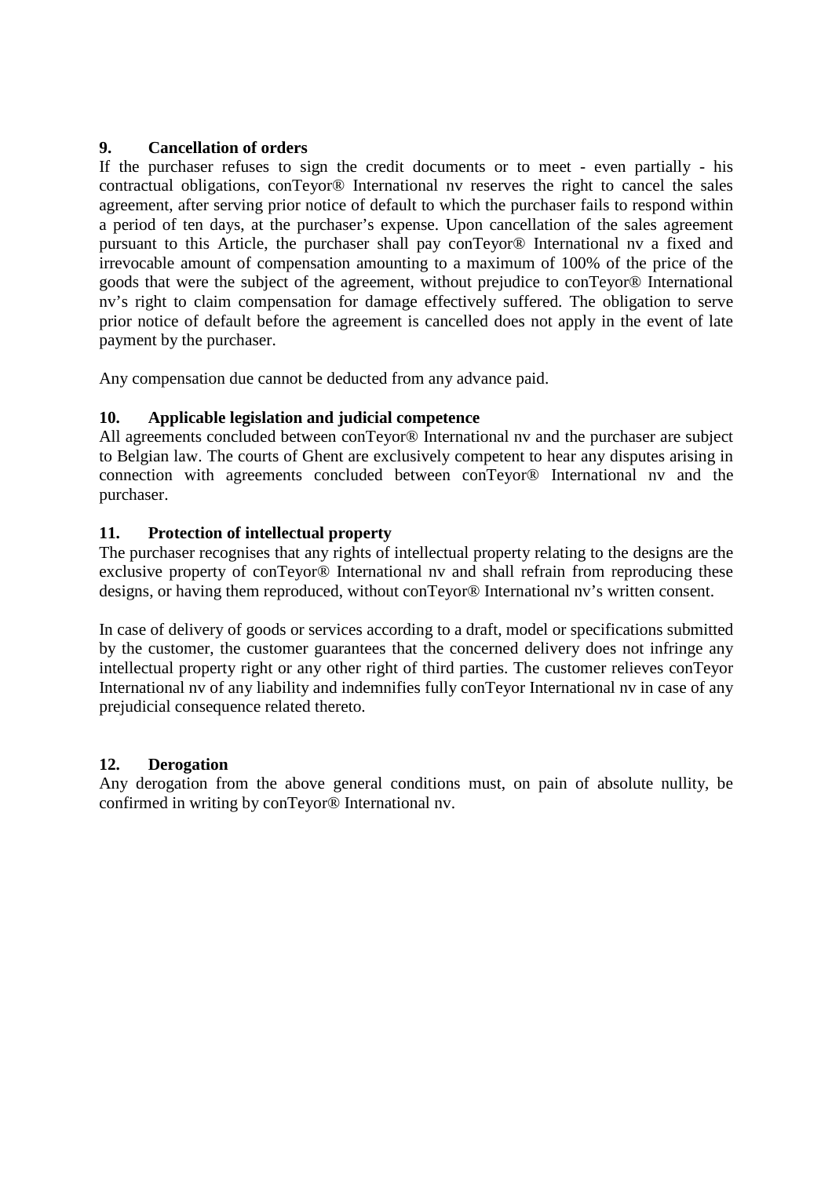**9. Cancellation of orders**

If the purchaser refuses to sign the credit documents or to meet - even partially - his contractual obligations, conTeyor® International nv reserves the right to cancel the sales agreement, after serving prior notice of default to which the purchaser fails to respond within a period of ten days, at the purchaser's expense. Upon cancellation of the sales agreement pursuant to this Article, the purchaser shall pay conTeyor® International nv a fixed and irrevocable amount of compensation amounting to a maximum of 100% of the price of the goods that were the subject of the agreement, without prejudice to conTeyor® International nv's right to claim compensation for damage effectively suffered. The obligation to serve prior notice of default before the agreement is cancelled does not apply in the event of late payment by the purchaser.

Any compensation due cannot be deducted from any advance paid.

**10. Applicable legislation and judicial competence**

All agreements concluded between conTeyor® International nv and the purchaser are subject to Belgian law. The courts of Ghent are exclusively competent to hear any disputes arising in connection with agreements concluded between conTeyor® International nv and the purchaser.

**11. Protection of intellectual property**

The purchaser recognises that any rights of intellectual property relating to the designs are the exclusive property of conTeyor® International nv and shall refrain from reproducing these designs, or having them reproduced, without conTeyor® International nv's written consent.

In case of delivery of goods or services according to a draft, model or specifications submitted by the customer, the customer guarantees that the concerned delivery does not infringe any intellectual property right or any other right of third parties. The customer relieves conTeyor International nv of any liability and indemnifies fully conTeyor International nv in case of any prejudicial consequence related thereto.

**12. Derogation**

Any derogation from the above general conditions must, on pain of absolute nullity, be confirmed in writing by conTeyor® International nv.